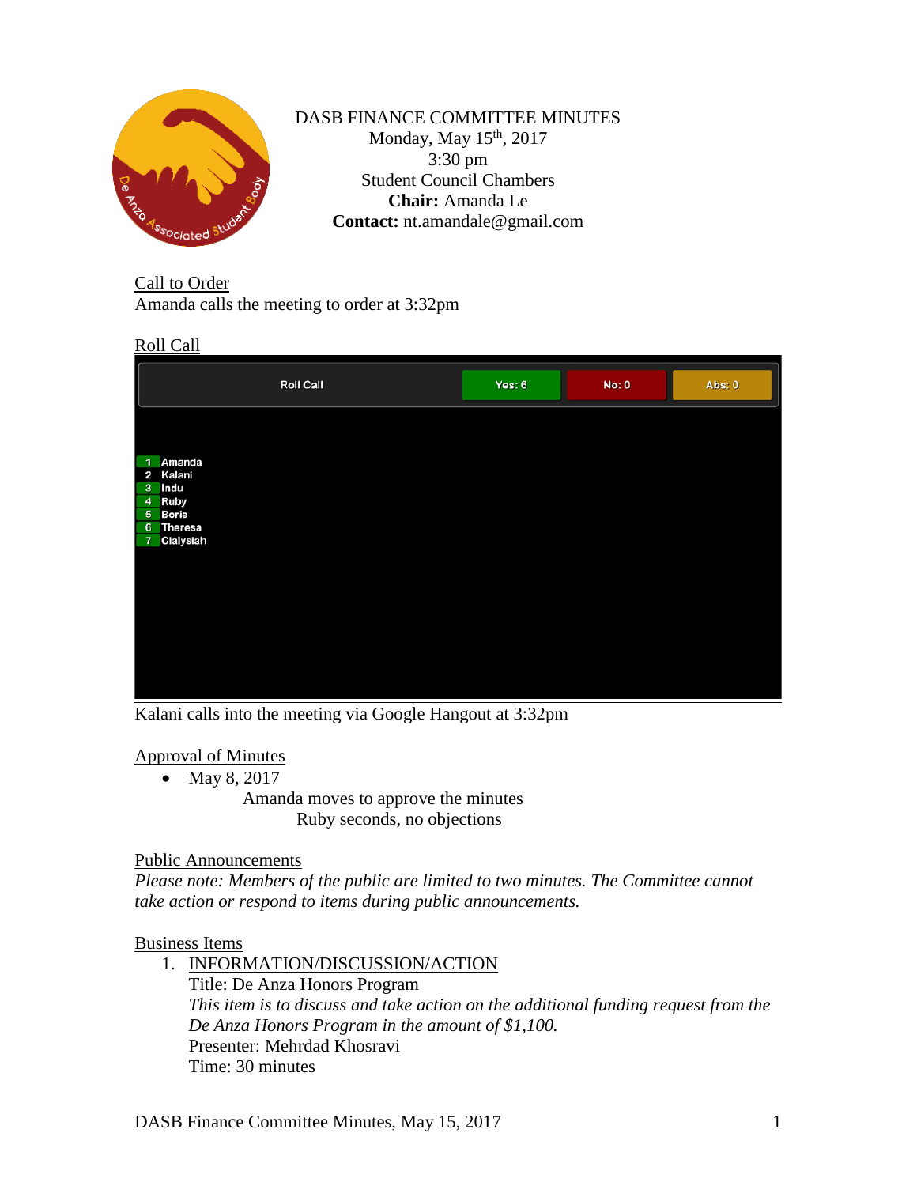DASB FINANCE COMMITTEE MINUTES
Monday, May 15th, 2017
3:30 pm
Student Council Chambers
**Chair:** Amanda Le
**Contact:** nt.amandale@gmail.com

## Call to Order

Amanda calls the meeting to order at 3:32pm

## Roll Call

| Roll Call | Yes: 6 | No: 0 | Abs: 0 |
|---|---|---|---|
| 1 Amanda | | | |
| 2 Kalani | | | |
| 3 Indu | | | |
| 4 Ruby | | | |
| 5 Boris | | | |
| 6 Theresa | | | |
| 7 Clalyslah | | | |

Kalani calls into the meeting via Google Hangout at 3:32pm

## Approval of Minutes

- May 8, 2017
  - Amanda moves to approve the minutes
    - Ruby seconds, no objections

## Public Announcements

*Please note: Members of the public are limited to two minutes. The Committee cannot take action or respond to items during public announcements.*

## Business Items

1. INFORMATION/DISCUSSION/ACTION
   Title: De Anza Honors Program
   *This item is to discuss and take action on the additional funding request from the De Anza Honors Program in the amount of $1,100.*
   Presenter: Mehrdad Khosravi
   Time: 30 minutes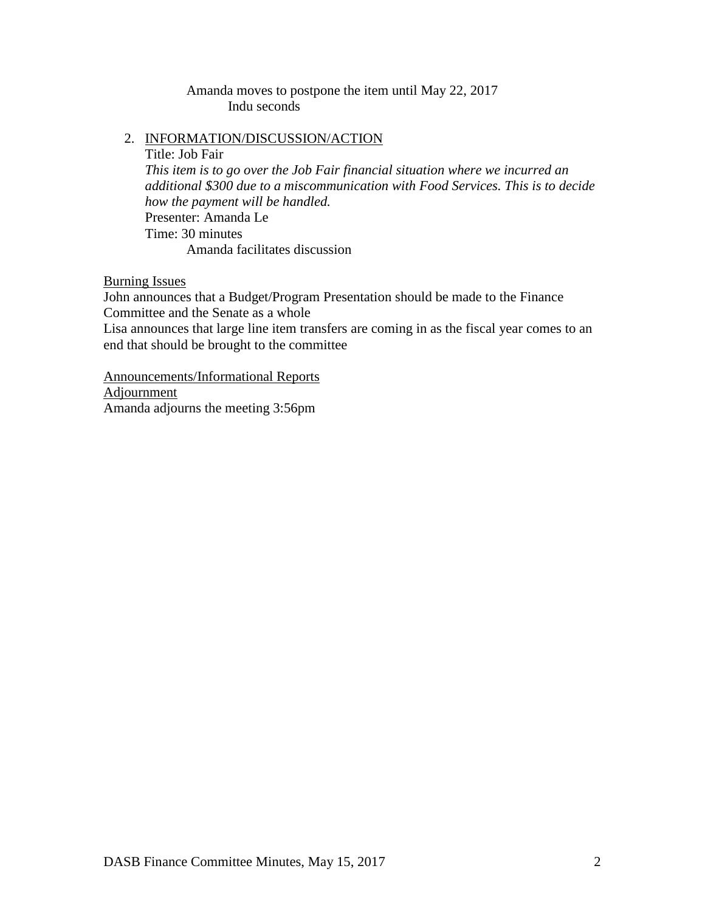Amanda moves to postpone the item until May 22, 2017

Indu seconds

2. <u>INFORMATION/DISCUSSION/ACTION</u>

   Title: Job Fair

   *This item is to go over the Job Fair financial situation where we incurred an additional $300 due to a miscommunication with Food Services. This is to decide how the payment will be handled.*

   Presenter: Amanda Le

   Time: 30 minutes

   Amanda facilitates discussion

<u>Burning Issues</u>

John announces that a Budget/Program Presentation should be made to the Finance Committee and the Senate as a whole

Lisa announces that large line item transfers are coming in as the fiscal year comes to an end that should be brought to the committee

<u>Announcements/Informational Reports</u>

<u>Adjournment</u>

Amanda adjourns the meeting 3:56pm